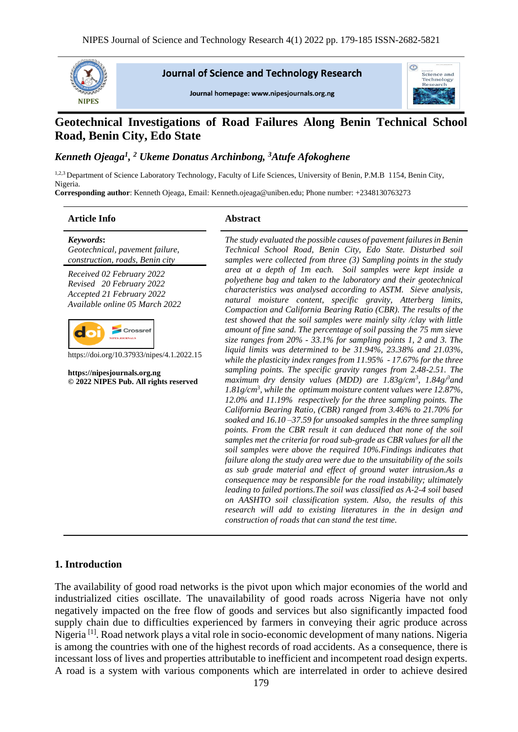Journal of Science and Technology Research

Journal homepage: www.nipesjournals.org.ng

# Geotechnical Investigations of Road Failures Along Benin Technical School Road, Benin City, Edo State

***Kenneth Ojeaga[1], [2] Ukeme Donatus Archinbong, [3]Atufe Afokoghene***

[1,2,3] Department of Science Laboratory Technology, Faculty of Life Sciences, University of Benin, P.M.B 1154, Benin City, Nigeria.

**Corresponding author**: Kenneth Ojeaga, Email: Kenneth.ojeaga@uniben.edu; Phone number: +2348130763273

### Article Info

***Keywords*:**
*Geotechnical, pavement failure, construction, roads, Benin city*

*Received 02 February 2022*
*Revised 20 February 2022*
*Accepted 21 February 2022*
*Available online 05 March 2022*

https://doi.org/10.37933/nipes/4.1.2022.15

**https://nipesjournals.org.ng**
**© 2022 NIPES Pub. All rights reserved**

### Abstract

*The study evaluated the possible causes of pavement failures in Benin Technical School Road, Benin City, Edo State. Disturbed soil samples were collected from three (3) Sampling points in the study area at a depth of 1m each. Soil samples were kept inside a polyethene bag and taken to the laboratory and their geotechnical characteristics was analysed according to ASTM. Sieve analysis, natural moisture content, specific gravity, Atterberg limits, Compaction and California Bearing Ratio (CBR). The results of the test showed that the soil samples were mainly silty /clay with little amount of fine sand. The percentage of soil passing the 75 mm sieve size ranges from 20% - 33.1% for sampling points 1, 2 and 3. The liquid limits was determined to be 31.94%, 23.38% and 21.03%, while the plasticity index ranges from 11.95% - 17.67% for the three sampling points. The specific gravity ranges from 2.48-2.51. The maximum dry density values (MDD) are 1.83g/cm$^3$, 1.84g/$^3$and 1.81g/cm$^3$, while the optimum moisture content values were 12.87%, 12.0% and 11.19% respectively for the three sampling points. The California Bearing Ratio, (CBR) ranged from 3.46% to 21.70% for soaked and 16.10 –37.59 for unsoaked samples in the three sampling points. From the CBR result it can deduced that none of the soil samples met the criteria for road sub-grade as CBR values for all the soil samples were above the required 10%.Findings indicates that failure along the study area were due to the unsuitability of the soils as sub grade material and effect of ground water intrusion.As a consequence may be responsible for the road instability; ultimately leading to failed portions.The soil was classified as A-2-4 soil based on AASHTO soil classification system. Also, the results of this research will add to existing literatures in the in design and construction of roads that can stand the test time.*

## 1. Introduction

The availability of good road networks is the pivot upon which major economies of the world and industrialized cities oscillate. The unavailability of good roads across Nigeria have not only negatively impacted on the free flow of goods and services but also significantly impacted food supply chain due to difficulties experienced by farmers in conveying their agric produce across Nigeria [1]. Road network plays a vital role in socio-economic development of many nations. Nigeria is among the countries with one of the highest records of road accidents. As a consequence, there is incessant loss of lives and properties attributable to inefficient and incompetent road design experts. A road is a system with various components which are interrelated in order to achieve desired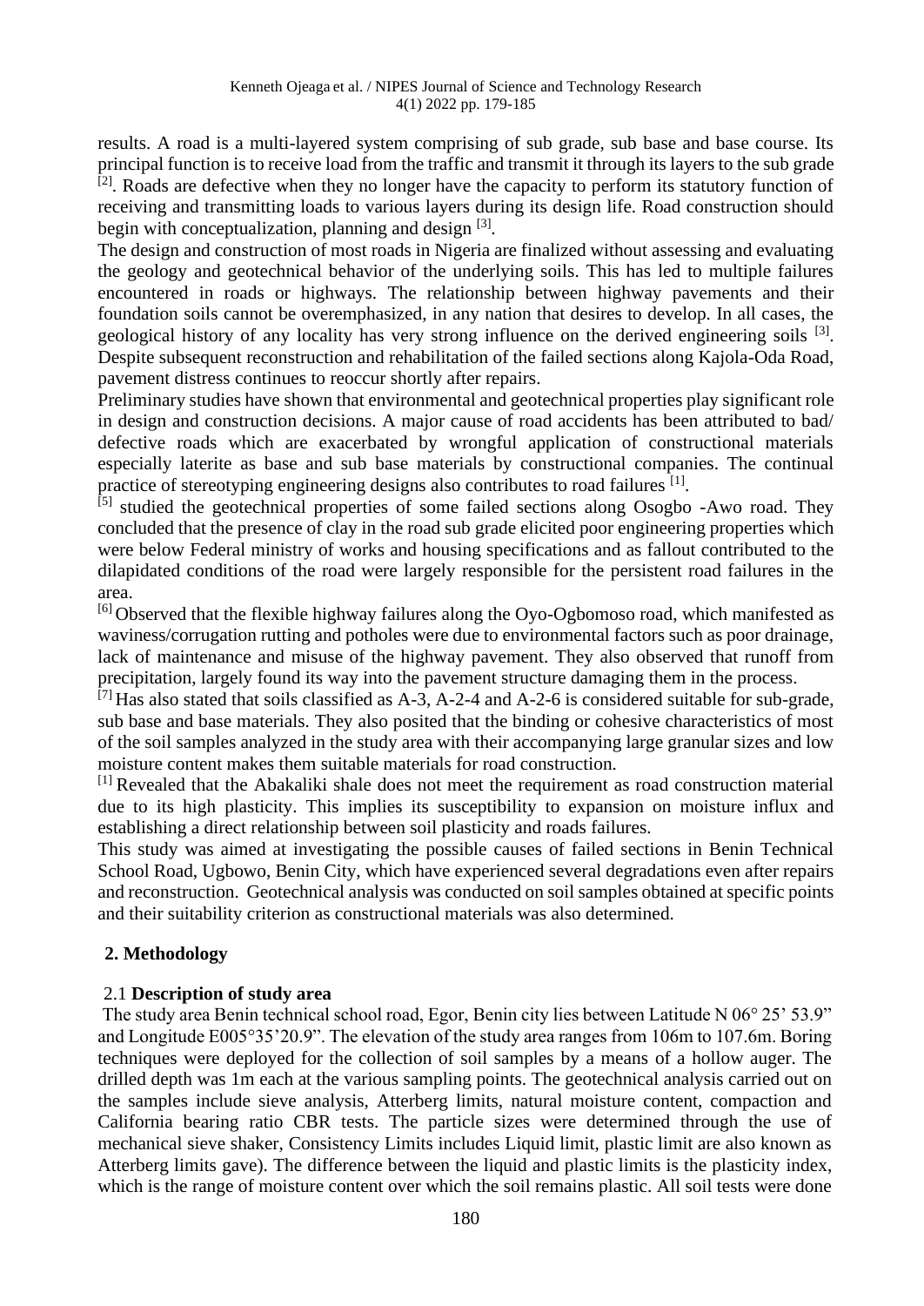results. A road is a multi-layered system comprising of sub grade, sub base and base course. Its principal function is to receive load from the traffic and transmit it through its layers to the sub grade [2]. Roads are defective when they no longer have the capacity to perform its statutory function of receiving and transmitting loads to various layers during its design life. Road construction should begin with conceptualization, planning and design [3].

The design and construction of most roads in Nigeria are finalized without assessing and evaluating the geology and geotechnical behavior of the underlying soils. This has led to multiple failures encountered in roads or highways. The relationship between highway pavements and their foundation soils cannot be overemphasized, in any nation that desires to develop. In all cases, the geological history of any locality has very strong influence on the derived engineering soils [3]. Despite subsequent reconstruction and rehabilitation of the failed sections along Kajola-Oda Road, pavement distress continues to reoccur shortly after repairs.

Preliminary studies have shown that environmental and geotechnical properties play significant role in design and construction decisions. A major cause of road accidents has been attributed to bad/ defective roads which are exacerbated by wrongful application of constructional materials especially laterite as base and sub base materials by constructional companies. The continual practice of stereotyping engineering designs also contributes to road failures [1].

[5] studied the geotechnical properties of some failed sections along Osogbo -Awo road. They concluded that the presence of clay in the road sub grade elicited poor engineering properties which were below Federal ministry of works and housing specifications and as fallout contributed to the dilapidated conditions of the road were largely responsible for the persistent road failures in the area.

[6] Observed that the flexible highway failures along the Oyo-Ogbomoso road, which manifested as waviness/corrugation rutting and potholes were due to environmental factors such as poor drainage, lack of maintenance and misuse of the highway pavement. They also observed that runoff from precipitation, largely found its way into the pavement structure damaging them in the process.

[7] Has also stated that soils classified as A-3, A-2-4 and A-2-6 is considered suitable for sub-grade, sub base and base materials. They also posited that the binding or cohesive characteristics of most of the soil samples analyzed in the study area with their accompanying large granular sizes and low moisture content makes them suitable materials for road construction.

[1] Revealed that the Abakaliki shale does not meet the requirement as road construction material due to its high plasticity. This implies its susceptibility to expansion on moisture influx and establishing a direct relationship between soil plasticity and roads failures.

This study was aimed at investigating the possible causes of failed sections in Benin Technical School Road, Ugbowo, Benin City, which have experienced several degradations even after repairs and reconstruction. Geotechnical analysis was conducted on soil samples obtained at specific points and their suitability criterion as constructional materials was also determined.

## 2. Methodology

### 2.1 Description of study area

The study area Benin technical school road, Egor, Benin city lies between Latitude N 06° 25' 53.9" and Longitude E005°35'20.9". The elevation of the study area ranges from 106m to 107.6m. Boring techniques were deployed for the collection of soil samples by a means of a hollow auger. The drilled depth was 1m each at the various sampling points. The geotechnical analysis carried out on the samples include sieve analysis, Atterberg limits, natural moisture content, compaction and California bearing ratio CBR tests. The particle sizes were determined through the use of mechanical sieve shaker, Consistency Limits includes Liquid limit, plastic limit are also known as Atterberg limits gave). The difference between the liquid and plastic limits is the plasticity index, which is the range of moisture content over which the soil remains plastic. All soil tests were done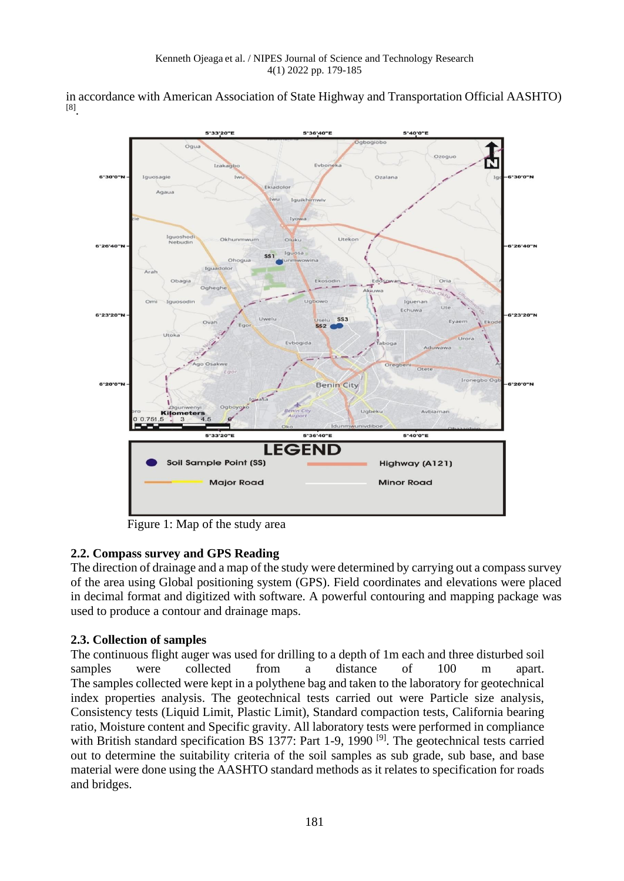in accordance with American Association of State Highway and Transportation Official AASHTO) [8].

Figure 1: Map of the study area

### 2.2. Compass survey and GPS Reading

The direction of drainage and a map of the study were determined by carrying out a compass survey of the area using Global positioning system (GPS). Field coordinates and elevations were placed in decimal format and digitized with software. A powerful contouring and mapping package was used to produce a contour and drainage maps.

### 2.3. Collection of samples

The continuous flight auger was used for drilling to a depth of 1m each and three disturbed soil samples were collected from a distance of 100 m apart. The samples collected were kept in a polythene bag and taken to the laboratory for geotechnical index properties analysis. The geotechnical tests carried out were Particle size analysis, Consistency tests (Liquid Limit, Plastic Limit), Standard compaction tests, California bearing ratio, Moisture content and Specific gravity. All laboratory tests were performed in compliance with British standard specification BS 1377: Part 1-9, 1990 [9]. The geotechnical tests carried out to determine the suitability criteria of the soil samples as sub grade, sub base, and base material were done using the AASHTO standard methods as it relates to specification for roads and bridges.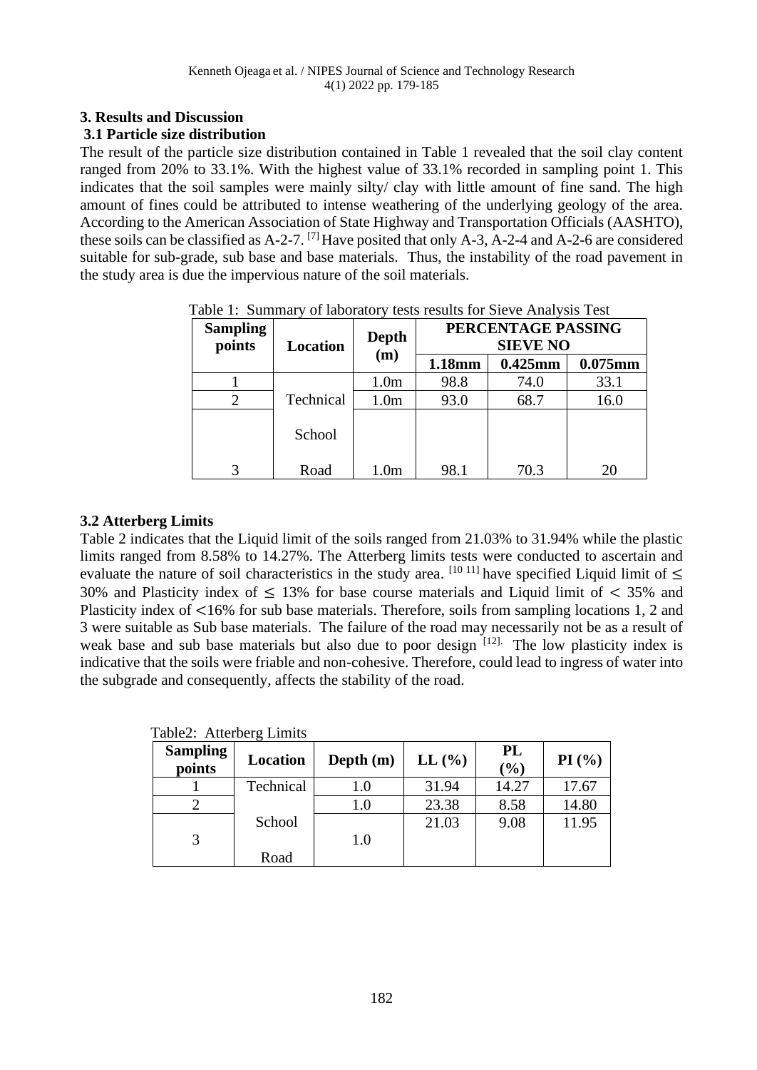## 3. Results and Discussion

### 3.1 Particle size distribution

The result of the particle size distribution contained in Table 1 revealed that the soil clay content ranged from 20% to 33.1%. With the highest value of 33.1% recorded in sampling point 1. This indicates that the soil samples were mainly silty/ clay with little amount of fine sand. The high amount of fines could be attributed to intense weathering of the underlying geology of the area. According to the American Association of State Highway and Transportation Officials (AASHTO), these soils can be classified as A-2-7. [7] Have posited that only A-3, A-2-4 and A-2-6 are considered suitable for sub-grade, sub base and base materials. Thus, the instability of the road pavement in the study area is due the impervious nature of the soil materials.

Table 1: Summary of laboratory tests results for Sieve Analysis Test

| Sampling points | Location | Depth (m) | PERCENTAGE PASSING SIEVE NO | | |
|---|---|---|---|---|---|
| | | | 1.18mm | 0.425mm | 0.075mm |
| 1 | Technical School Road | 1.0m | 98.8 | 74.0 | 33.1 |
| 2 | | 1.0m | 93.0 | 68.7 | 16.0 |
| 3 | | 1.0m | 98.1 | 70.3 | 20 |

### 3.2 Atterberg Limits

Table 2 indicates that the Liquid limit of the soils ranged from 21.03% to 31.94% while the plastic limits ranged from 8.58% to 14.27%. The Atterberg limits tests were conducted to ascertain and evaluate the nature of soil characteristics in the study area. [10 11] have specified Liquid limit of $\leq$ 30% and Plasticity index of $\leq$ 13% for base course materials and Liquid limit of $<$ 35% and Plasticity index of $<$16% for sub base materials. Therefore, soils from sampling locations 1, 2 and 3 were suitable as Sub base materials. The failure of the road may necessarily not be as a result of weak base and sub base materials but also due to poor design [12]. The low plasticity index is indicative that the soils were friable and non-cohesive. Therefore, could lead to ingress of water into the subgrade and consequently, affects the stability of the road.

Table2: Atterberg Limits

| Sampling points | Location | Depth (m) | LL (%) | PL (%) | PI (%) |
|---|---|---|---|---|---|
| 1 | Technical School Road | 1.0 | 31.94 | 14.27 | 17.67 |
| 2 | | 1.0 | 23.38 | 8.58 | 14.80 |
| 3 | | 1.0 | 21.03 | 9.08 | 11.95 |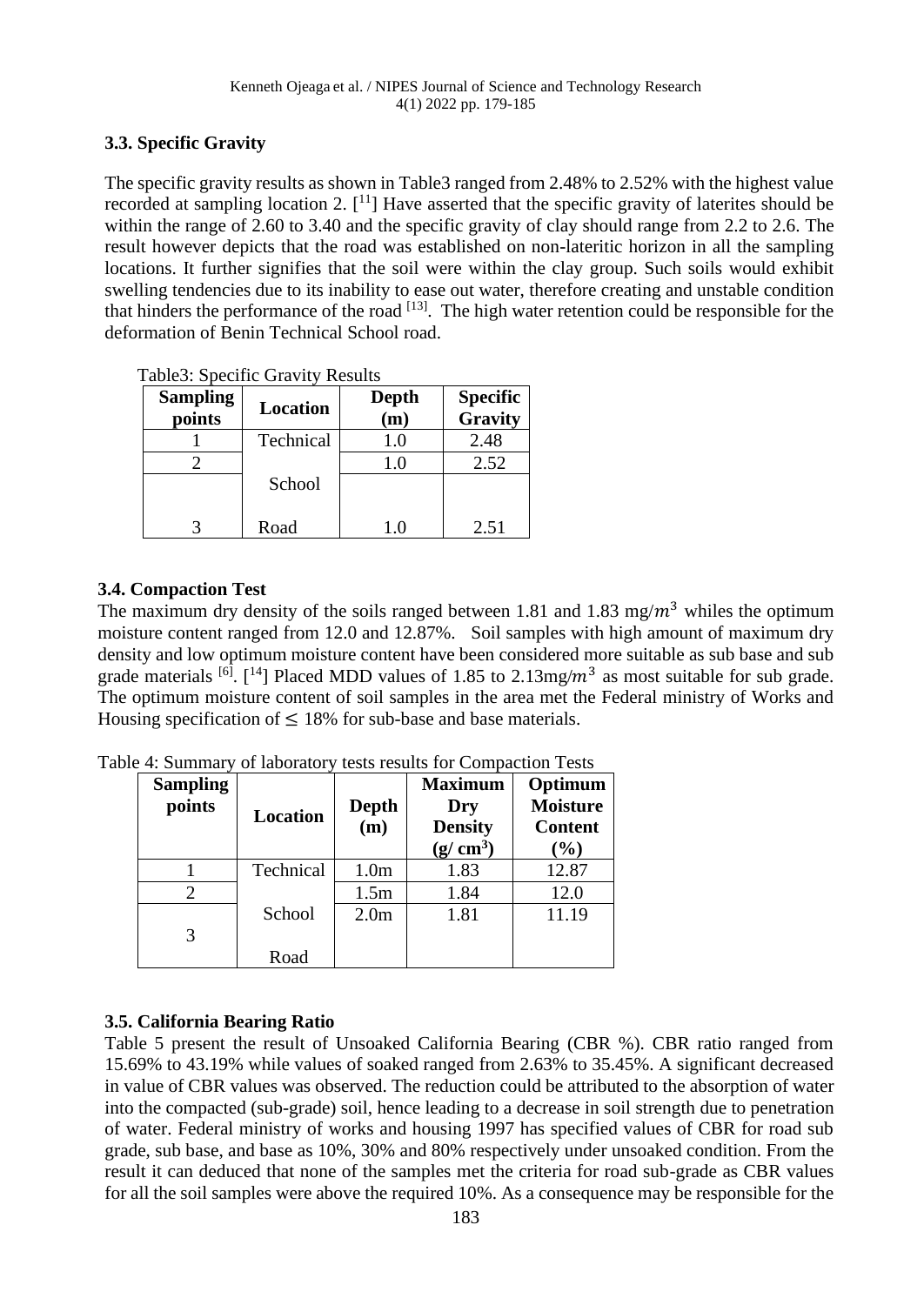### 3.3. Specific Gravity

The specific gravity results as shown in Table3 ranged from 2.48% to 2.52% with the highest value recorded at sampling location 2. [11] Have asserted that the specific gravity of laterites should be within the range of 2.60 to 3.40 and the specific gravity of clay should range from 2.2 to 2.6. The result however depicts that the road was established on non-lateritic horizon in all the sampling locations. It further signifies that the soil were within the clay group. Such soils would exhibit swelling tendencies due to its inability to ease out water, therefore creating and unstable condition that hinders the performance of the road [13]. The high water retention could be responsible for the deformation of Benin Technical School road.

Table3: Specific Gravity Results

| Sampling points | Location | Depth (m) | Specific Gravity |
|---|---|---|---|
| 1 | Technical | 1.0 | 2.48 |
| 2 | School | 1.0 | 2.52 |
| 3 | Road | 1.0 | 2.51 |

### 3.4. Compaction Test

The maximum dry density of the soils ranged between 1.81 and 1.83 mg/$m^3$ whiles the optimum moisture content ranged from 12.0 and 12.87%. Soil samples with high amount of maximum dry density and low optimum moisture content have been considered more suitable as sub base and sub grade materials [6]. [14] Placed MDD values of 1.85 to 2.13mg/$m^3$ as most suitable for sub grade. The optimum moisture content of soil samples in the area met the Federal ministry of Works and Housing specification of $\leq$ 18% for sub-base and base materials.

Table 4: Summary of laboratory tests results for Compaction Tests

| Sampling points | Location | Depth (m) | Maximum Dry Density (g/ $cm^3$) | Optimum Moisture Content (%) |
|---|---|---|---|---|
| 1 | Technical | 1.0m | 1.83 | 12.87 |
| 2 | School | 1.5m | 1.84 | 12.0 |
| 3 | Road | 2.0m | 1.81 | 11.19 |

### 3.5. California Bearing Ratio

Table 5 present the result of Unsoaked California Bearing (CBR %). CBR ratio ranged from 15.69% to 43.19% while values of soaked ranged from 2.63% to 35.45%. A significant decreased in value of CBR values was observed. The reduction could be attributed to the absorption of water into the compacted (sub-grade) soil, hence leading to a decrease in soil strength due to penetration of water. Federal ministry of works and housing 1997 has specified values of CBR for road sub grade, sub base, and base as 10%, 30% and 80% respectively under unsoaked condition. From the result it can deduced that none of the samples met the criteria for road sub-grade as CBR values for all the soil samples were above the required 10%. As a consequence may be responsible for the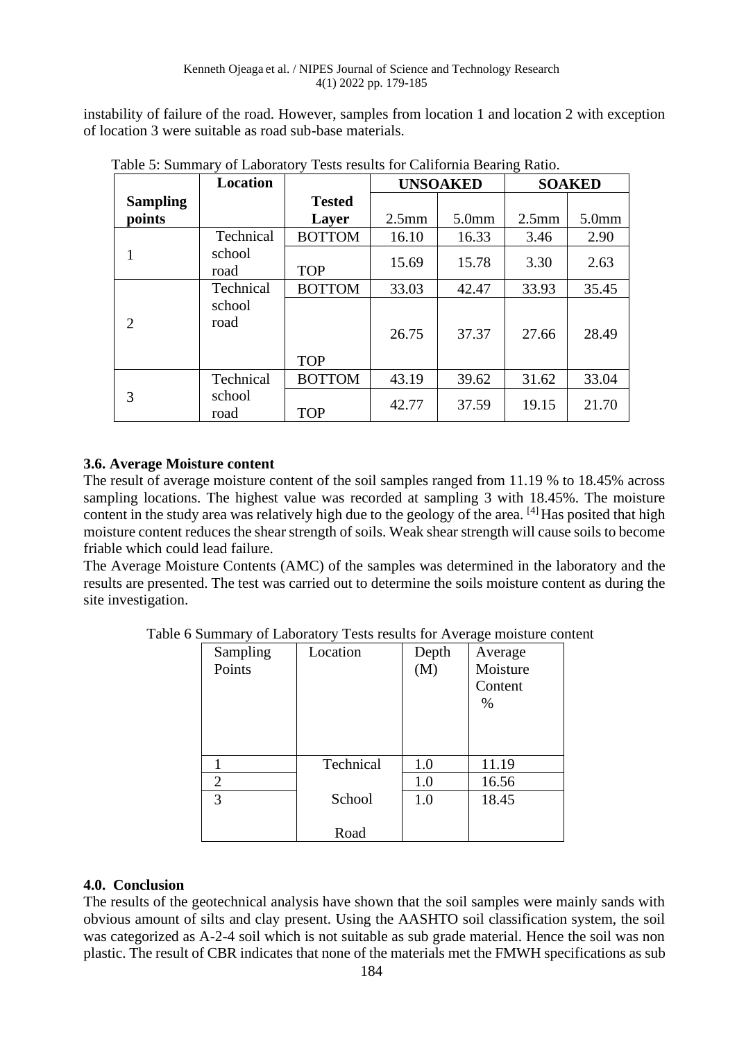instability of failure of the road. However, samples from location 1 and location 2 with exception of location 3 were suitable as road sub-base materials.

Table 5: Summary of Laboratory Tests results for California Bearing Ratio.

| Sampling points | Location | Tested Layer | UNSOAKED | | SOAKED | |
|---|---|---|---|---|---|---|
| | | | 2.5mm | 5.0mm | 2.5mm | 5.0mm |
| 1 | Technical school road | BOTTOM | 16.10 | 16.33 | 3.46 | 2.90 |
| | | TOP | 15.69 | 15.78 | 3.30 | 2.63 |
| 2 | Technical school road | BOTTOM | 33.03 | 42.47 | 33.93 | 35.45 |
| | | TOP | 26.75 | 37.37 | 27.66 | 28.49 |
| 3 | Technical school road | BOTTOM | 43.19 | 39.62 | 31.62 | 33.04 |
| | | TOP | 42.77 | 37.59 | 19.15 | 21.70 |

### 3.6. Average Moisture content

The result of average moisture content of the soil samples ranged from 11.19 % to 18.45% across sampling locations. The highest value was recorded at sampling 3 with 18.45%. The moisture content in the study area was relatively high due to the geology of the area. [4] Has posited that high moisture content reduces the shear strength of soils. Weak shear strength will cause soils to become friable which could lead failure.

The Average Moisture Contents (AMC) of the samples was determined in the laboratory and the results are presented. The test was carried out to determine the soils moisture content as during the site investigation.

Table 6 Summary of Laboratory Tests results for Average moisture content

| Sampling Points | Location | Depth (M) | Average Moisture Content % |
|---|---|---|---|
| 1 | Technical School Road | 1.0 | 11.19 |
| 2 | | 1.0 | 16.56 |
| 3 | | 1.0 | 18.45 |

## 4.0. Conclusion

The results of the geotechnical analysis have shown that the soil samples were mainly sands with obvious amount of silts and clay present. Using the AASHTO soil classification system, the soil was categorized as A-2-4 soil which is not suitable as sub grade material. Hence the soil was non plastic. The result of CBR indicates that none of the materials met the FMWH specifications as sub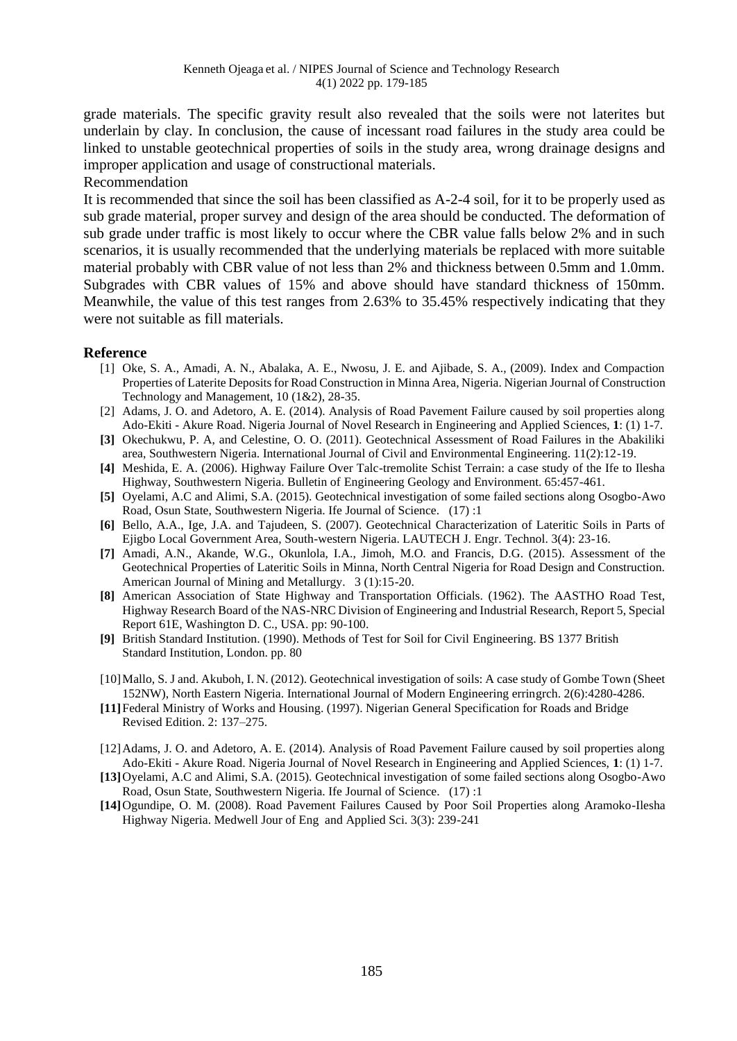grade materials. The specific gravity result also revealed that the soils were not laterites but underlain by clay. In conclusion, the cause of incessant road failures in the study area could be linked to unstable geotechnical properties of soils in the study area, wrong drainage designs and improper application and usage of constructional materials.

Recommendation

It is recommended that since the soil has been classified as A-2-4 soil, for it to be properly used as sub grade material, proper survey and design of the area should be conducted. The deformation of sub grade under traffic is most likely to occur where the CBR value falls below 2% and in such scenarios, it is usually recommended that the underlying materials be replaced with more suitable material probably with CBR value of not less than 2% and thickness between 0.5mm and 1.0mm. Subgrades with CBR values of 15% and above should have standard thickness of 150mm. Meanwhile, the value of this test ranges from 2.63% to 35.45% respectively indicating that they were not suitable as fill materials.

## Reference

[1] Oke, S. A., Amadi, A. N., Abalaka, A. E., Nwosu, J. E. and Ajibade, S. A., (2009). Index and Compaction Properties of Laterite Deposits for Road Construction in Minna Area, Nigeria. Nigerian Journal of Construction Technology and Management, 10 (1&2), 28-35.

[2] Adams, J. O. and Adetoro, A. E. (2014). Analysis of Road Pavement Failure caused by soil properties along Ado-Ekiti - Akure Road. Nigeria Journal of Novel Research in Engineering and Applied Sciences, **1**: (1) 1-7.

**[3]** Okechukwu, P. A, and Celestine, O. O. (2011). Geotechnical Assessment of Road Failures in the Abakiliki area, Southwestern Nigeria. International Journal of Civil and Environmental Engineering. 11(2):12-19.

**[4]** Meshida, E. A. (2006). Highway Failure Over Talc-tremolite Schist Terrain: a case study of the Ife to Ilesha Highway, Southwestern Nigeria. Bulletin of Engineering Geology and Environment. 65:457-461.

**[5]** Oyelami, A.C and Alimi, S.A. (2015). Geotechnical investigation of some failed sections along Osogbo-Awo Road, Osun State, Southwestern Nigeria. Ife Journal of Science. (17) :1

**[6]** Bello, A.A., Ige, J.A. and Tajudeen, S. (2007). Geotechnical Characterization of Lateritic Soils in Parts of Ejigbo Local Government Area, South-western Nigeria. LAUTECH J. Engr. Technol. 3(4): 23-16.

**[7]** Amadi, A.N., Akande, W.G., Okunlola, I.A., Jimoh, M.O. and Francis, D.G. (2015). Assessment of the Geotechnical Properties of Lateritic Soils in Minna, North Central Nigeria for Road Design and Construction. American Journal of Mining and Metallurgy. 3 (1):15-20.

**[8]** American Association of State Highway and Transportation Officials. (1962). The AASTHO Road Test, Highway Research Board of the NAS-NRC Division of Engineering and Industrial Research, Report 5, Special Report 61E, Washington D. C., USA. pp: 90-100.

**[9]** British Standard Institution. (1990). Methods of Test for Soil for Civil Engineering. BS 1377 British Standard Institution, London. pp. 80

[10] Mallo, S. J and. Akuboh, I. N. (2012). Geotechnical investigation of soils: A case study of Gombe Town (Sheet 152NW), North Eastern Nigeria. International Journal of Modern Engineering erringrch. 2(6):4280-4286.

**[11]** Federal Ministry of Works and Housing. (1997). Nigerian General Specification for Roads and Bridge Revised Edition. 2: 137–275.

[12] Adams, J. O. and Adetoro, A. E. (2014). Analysis of Road Pavement Failure caused by soil properties along Ado-Ekiti - Akure Road. Nigeria Journal of Novel Research in Engineering and Applied Sciences, **1**: (1) 1-7.

**[13]** Oyelami, A.C and Alimi, S.A. (2015). Geotechnical investigation of some failed sections along Osogbo-Awo Road, Osun State, Southwestern Nigeria. Ife Journal of Science. (17) :1

**[14]** Ogundipe, O. M. (2008). Road Pavement Failures Caused by Poor Soil Properties along Aramoko-Ilesha Highway Nigeria. Medwell Jour of Eng and Applied Sci. 3(3): 239-241